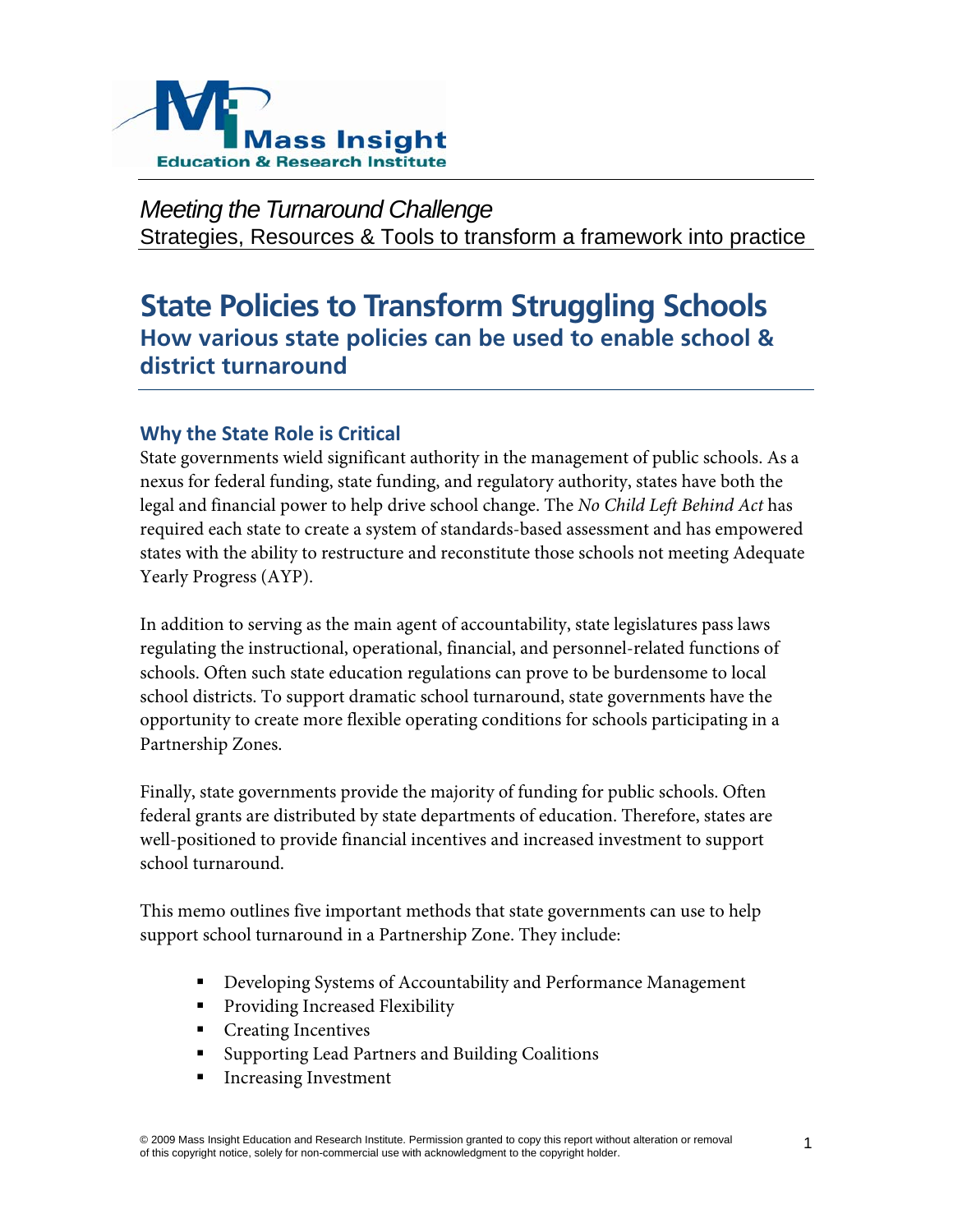Mass Insight Education & Research Institute

*Meeting the Turnaround Challenge*
Strategies, Resources & Tools to transform a framework into practice

# State Policies to Transform Struggling Schools

## How various state policies can be used to enable school & district turnaround

### Why the State Role is Critical

State governments wield significant authority in the management of public schools. As a nexus for federal funding, state funding, and regulatory authority, states have both the legal and financial power to help drive school change. The *No Child Left Behind Act* has required each state to create a system of standards-based assessment and has empowered states with the ability to restructure and reconstitute those schools not meeting Adequate Yearly Progress (AYP).

In addition to serving as the main agent of accountability, state legislatures pass laws regulating the instructional, operational, financial, and personnel-related functions of schools. Often such state education regulations can prove to be burdensome to local school districts. To support dramatic school turnaround, state governments have the opportunity to create more flexible operating conditions for schools participating in a Partnership Zones.

Finally, state governments provide the majority of funding for public schools. Often federal grants are distributed by state departments of education. Therefore, states are well-positioned to provide financial incentives and increased investment to support school turnaround.

This memo outlines five important methods that state governments can use to help support school turnaround in a Partnership Zone. They include:

- Developing Systems of Accountability and Performance Management
- Providing Increased Flexibility
- Creating Incentives
- Supporting Lead Partners and Building Coalitions
- Increasing Investment

© 2009 Mass Insight Education and Research Institute. Permission granted to copy this report without alteration or removal of this copyright notice, solely for non-commercial use with acknowledgment to the copyright holder.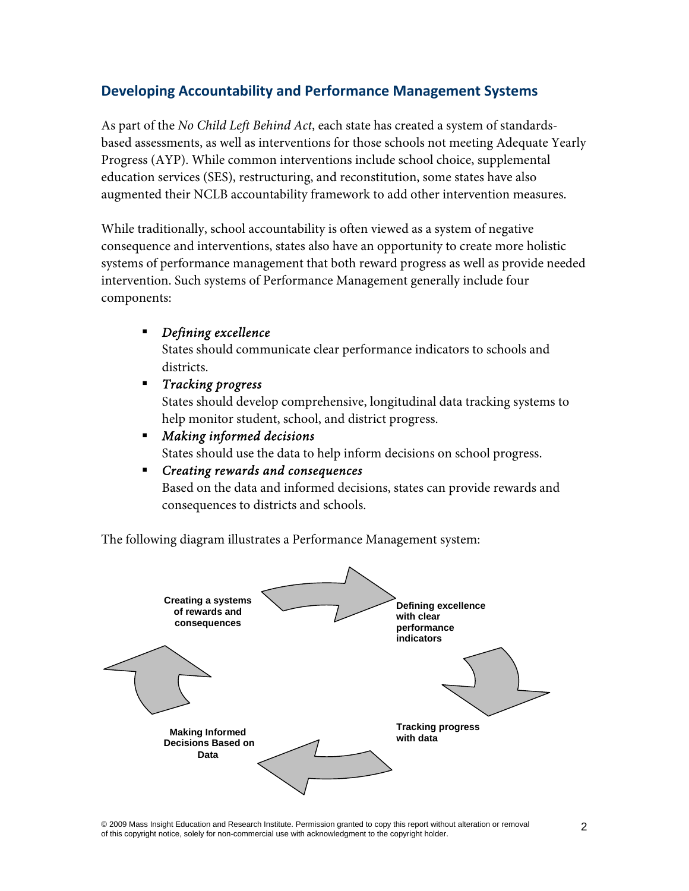## Developing Accountability and Performance Management Systems

As part of the *No Child Left Behind Act*, each state has created a system of standards-based assessments, as well as interventions for those schools not meeting Adequate Yearly Progress (AYP). While common interventions include school choice, supplemental education services (SES), restructuring, and reconstitution, some states have also augmented their NCLB accountability framework to add other intervention measures.

While traditionally, school accountability is often viewed as a system of negative consequence and interventions, states also have an opportunity to create more holistic systems of performance management that both reward progress as well as provide needed intervention. Such systems of Performance Management generally include four components:

- *Defining excellence*
  States should communicate clear performance indicators to schools and districts.
- *Tracking progress*
  States should develop comprehensive, longitudinal data tracking systems to help monitor student, school, and district progress.
- *Making informed decisions*
  States should use the data to help inform decisions on school progress.
- *Creating rewards and consequences*
  Based on the data and informed decisions, states can provide rewards and consequences to districts and schools.

The following diagram illustrates a Performance Management system:

**Creating a systems of rewards and consequences**

**Defining excellence with clear performance indicators**

**Tracking progress with data**

**Making Informed Decisions Based on Data**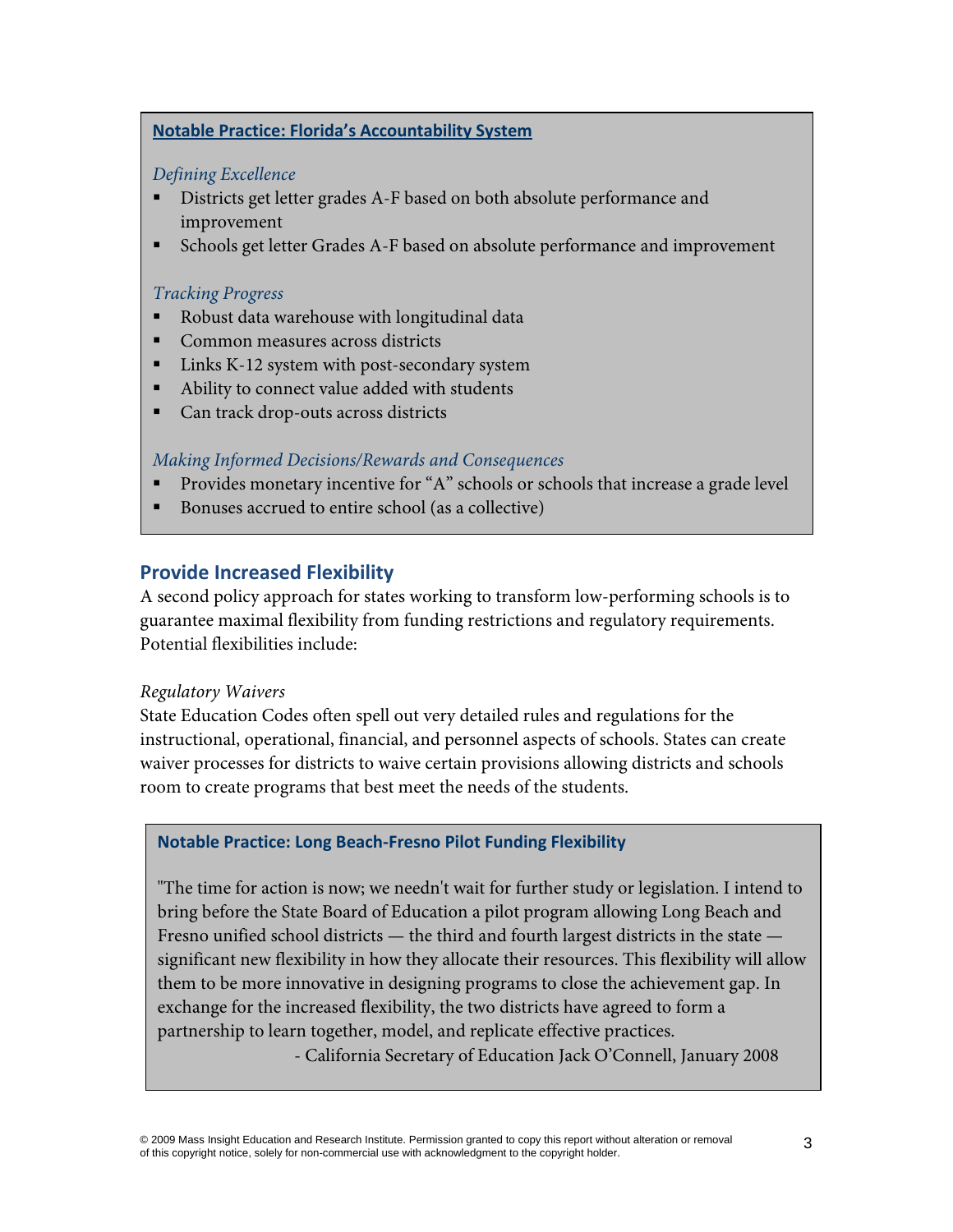### Notable Practice: Florida's Accountability System

*Defining Excellence*

- Districts get letter grades A-F based on both absolute performance and improvement
- Schools get letter Grades A-F based on absolute performance and improvement

*Tracking Progress*

- Robust data warehouse with longitudinal data
- Common measures across districts
- Links K-12 system with post-secondary system
- Ability to connect value added with students
- Can track drop-outs across districts

*Making Informed Decisions/Rewards and Consequences*

- Provides monetary incentive for "A" schools or schools that increase a grade level
- Bonuses accrued to entire school (as a collective)

## Provide Increased Flexibility

A second policy approach for states working to transform low-performing schools is to guarantee maximal flexibility from funding restrictions and regulatory requirements. Potential flexibilities include:

*Regulatory Waivers*

State Education Codes often spell out very detailed rules and regulations for the instructional, operational, financial, and personnel aspects of schools. States can create waiver processes for districts to waive certain provisions allowing districts and schools room to create programs that best meet the needs of the students.

### Notable Practice: Long Beach-Fresno Pilot Funding Flexibility

"The time for action is now; we needn't wait for further study or legislation. I intend to bring before the State Board of Education a pilot program allowing Long Beach and Fresno unified school districts — the third and fourth largest districts in the state — significant new flexibility in how they allocate their resources. This flexibility will allow them to be more innovative in designing programs to close the achievement gap. In exchange for the increased flexibility, the two districts have agreed to form a partnership to learn together, model, and replicate effective practices.

- California Secretary of Education Jack O'Connell, January 2008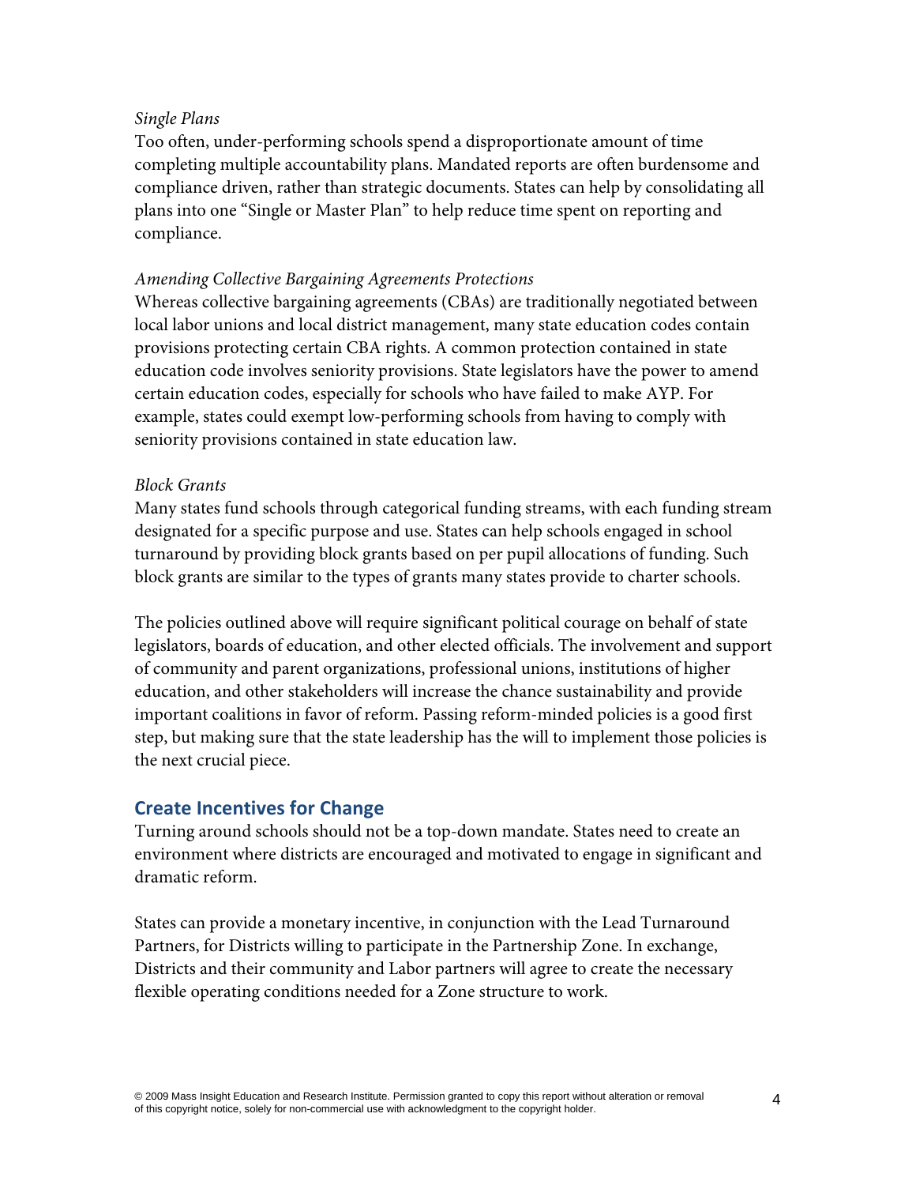*Single Plans*

Too often, under-performing schools spend a disproportionate amount of time completing multiple accountability plans. Mandated reports are often burdensome and compliance driven, rather than strategic documents. States can help by consolidating all plans into one "Single or Master Plan" to help reduce time spent on reporting and compliance.

*Amending Collective Bargaining Agreements Protections*

Whereas collective bargaining agreements (CBAs) are traditionally negotiated between local labor unions and local district management, many state education codes contain provisions protecting certain CBA rights. A common protection contained in state education code involves seniority provisions. State legislators have the power to amend certain education codes, especially for schools who have failed to make AYP. For example, states could exempt low-performing schools from having to comply with seniority provisions contained in state education law.

*Block Grants*

Many states fund schools through categorical funding streams, with each funding stream designated for a specific purpose and use. States can help schools engaged in school turnaround by providing block grants based on per pupil allocations of funding. Such block grants are similar to the types of grants many states provide to charter schools.

The policies outlined above will require significant political courage on behalf of state legislators, boards of education, and other elected officials. The involvement and support of community and parent organizations, professional unions, institutions of higher education, and other stakeholders will increase the chance sustainability and provide important coalitions in favor of reform. Passing reform-minded policies is a good first step, but making sure that the state leadership has the will to implement those policies is the next crucial piece.

## Create Incentives for Change

Turning around schools should not be a top-down mandate. States need to create an environment where districts are encouraged and motivated to engage in significant and dramatic reform.

States can provide a monetary incentive, in conjunction with the Lead Turnaround Partners, for Districts willing to participate in the Partnership Zone. In exchange, Districts and their community and Labor partners will agree to create the necessary flexible operating conditions needed for a Zone structure to work.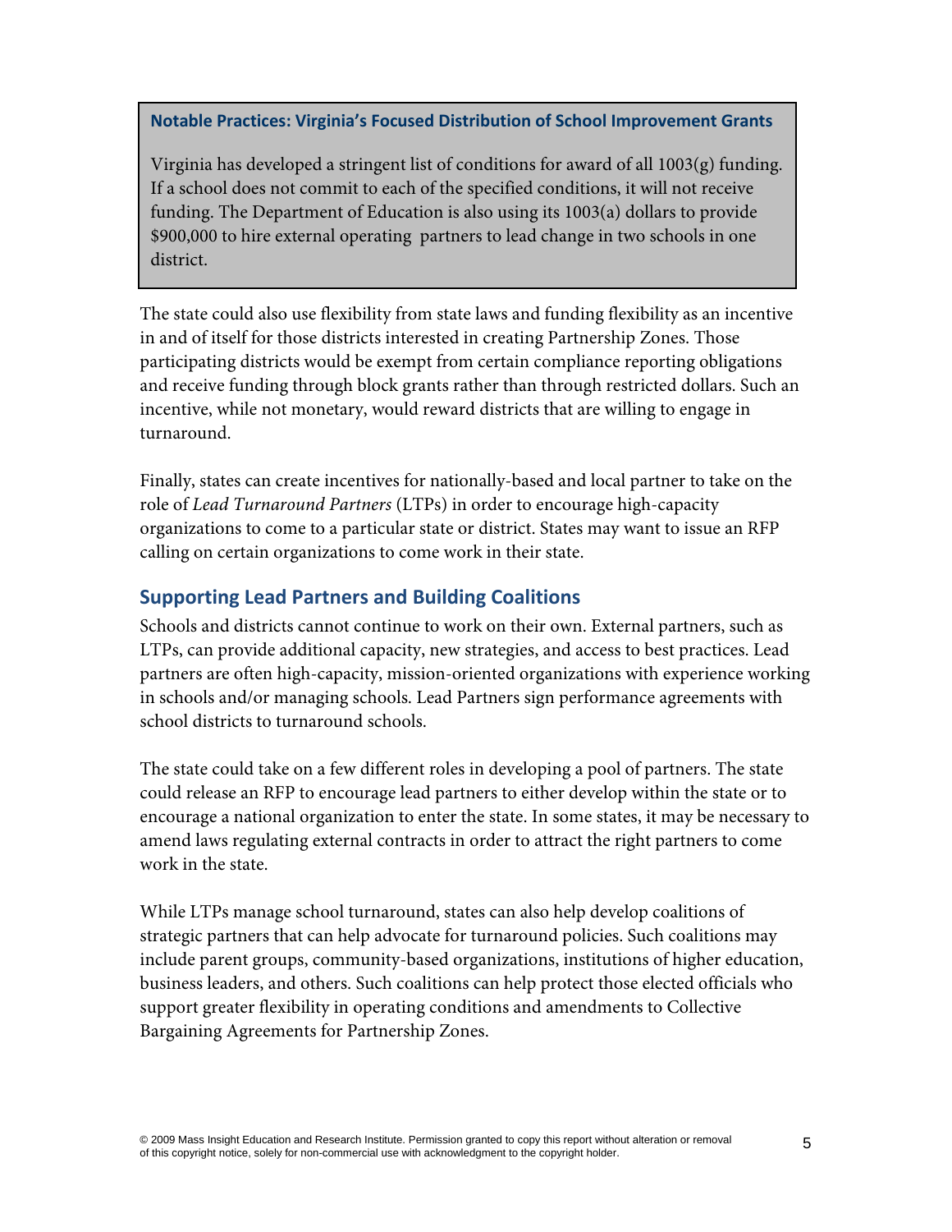**Notable Practices: Virginia's Focused Distribution of School Improvement Grants**

Virginia has developed a stringent list of conditions for award of all 1003(g) funding. If a school does not commit to each of the specified conditions, it will not receive funding. The Department of Education is also using its 1003(a) dollars to provide $900,000 to hire external operating partners to lead change in two schools in one district.

The state could also use flexibility from state laws and funding flexibility as an incentive in and of itself for those districts interested in creating Partnership Zones. Those participating districts would be exempt from certain compliance reporting obligations and receive funding through block grants rather than through restricted dollars. Such an incentive, while not monetary, would reward districts that are willing to engage in turnaround.

Finally, states can create incentives for nationally-based and local partner to take on the role of *Lead Turnaround Partners* (LTPs) in order to encourage high-capacity organizations to come to a particular state or district. States may want to issue an RFP calling on certain organizations to come work in their state.

## Supporting Lead Partners and Building Coalitions

Schools and districts cannot continue to work on their own. External partners, such as LTPs, can provide additional capacity, new strategies, and access to best practices. Lead partners are often high-capacity, mission-oriented organizations with experience working in schools and/or managing schools. Lead Partners sign performance agreements with school districts to turnaround schools.

The state could take on a few different roles in developing a pool of partners. The state could release an RFP to encourage lead partners to either develop within the state or to encourage a national organization to enter the state. In some states, it may be necessary to amend laws regulating external contracts in order to attract the right partners to come work in the state.

While LTPs manage school turnaround, states can also help develop coalitions of strategic partners that can help advocate for turnaround policies. Such coalitions may include parent groups, community-based organizations, institutions of higher education, business leaders, and others. Such coalitions can help protect those elected officials who support greater flexibility in operating conditions and amendments to Collective Bargaining Agreements for Partnership Zones.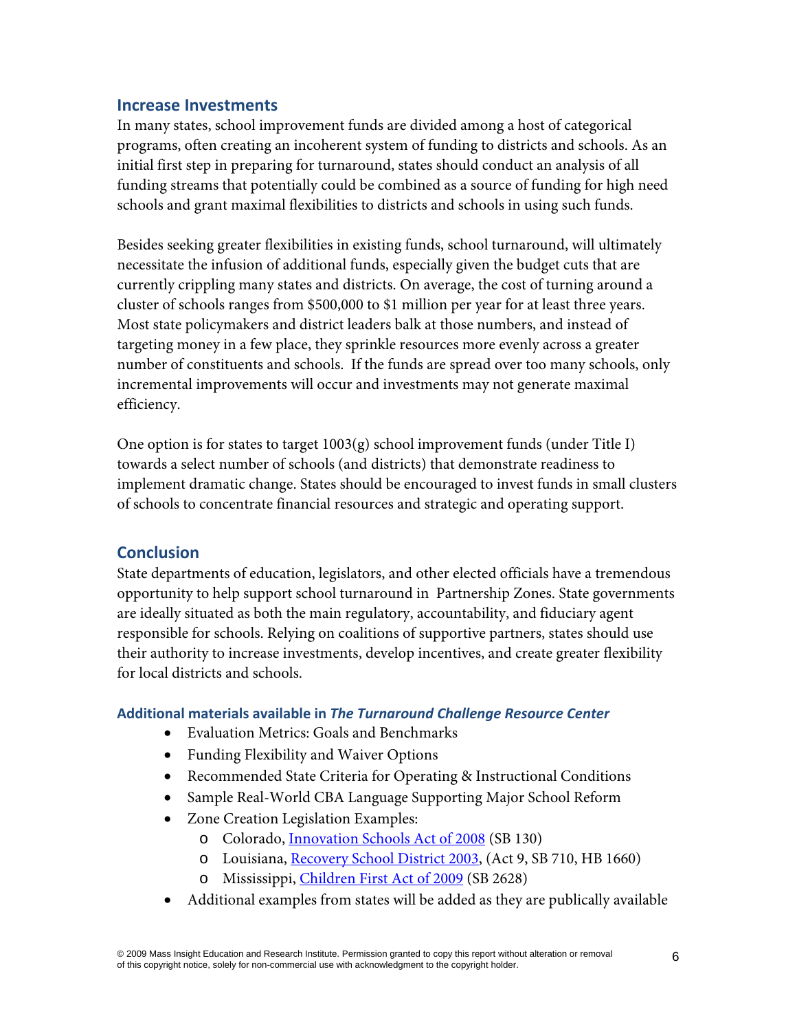## Increase Investments

In many states, school improvement funds are divided among a host of categorical programs, often creating an incoherent system of funding to districts and schools. As an initial first step in preparing for turnaround, states should conduct an analysis of all funding streams that potentially could be combined as a source of funding for high need schools and grant maximal flexibilities to districts and schools in using such funds.

Besides seeking greater flexibilities in existing funds, school turnaround, will ultimately necessitate the infusion of additional funds, especially given the budget cuts that are currently crippling many states and districts. On average, the cost of turning around a cluster of schools ranges from $500,000 to $1 million per year for at least three years. Most state policymakers and district leaders balk at those numbers, and instead of targeting money in a few place, they sprinkle resources more evenly across a greater number of constituents and schools. If the funds are spread over too many schools, only incremental improvements will occur and investments may not generate maximal efficiency.

One option is for states to target 1003(g) school improvement funds (under Title I) towards a select number of schools (and districts) that demonstrate readiness to implement dramatic change. States should be encouraged to invest funds in small clusters of schools to concentrate financial resources and strategic and operating support.

## Conclusion

State departments of education, legislators, and other elected officials have a tremendous opportunity to help support school turnaround in Partnership Zones. State governments are ideally situated as both the main regulatory, accountability, and fiduciary agent responsible for schools. Relying on coalitions of supportive partners, states should use their authority to increase investments, develop incentives, and create greater flexibility for local districts and schools.

#### Additional materials available in *The Turnaround Challenge Resource Center*

- Evaluation Metrics: Goals and Benchmarks
- Funding Flexibility and Waiver Options
- Recommended State Criteria for Operating & Instructional Conditions
- Sample Real-World CBA Language Supporting Major School Reform
- Zone Creation Legislation Examples:
  - Colorado, Innovation Schools Act of 2008 (SB 130)
  - Louisiana, Recovery School District 2003, (Act 9, SB 710, HB 1660)
  - Mississippi, Children First Act of 2009 (SB 2628)
- Additional examples from states will be added as they are publically available

© 2009 Mass Insight Education and Research Institute. Permission granted to copy this report without alteration or removal of this copyright notice, solely for non-commercial use with acknowledgment to the copyright holder.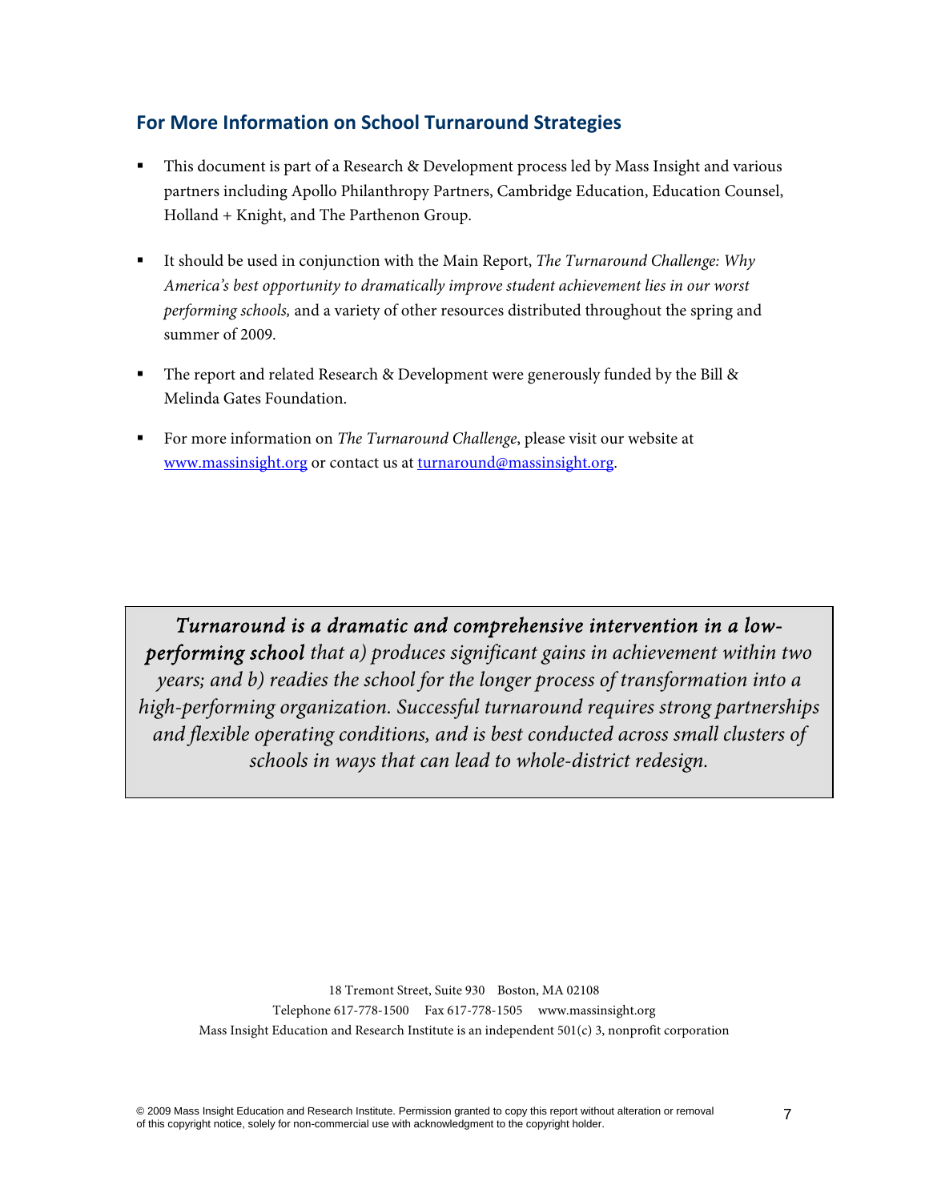## For More Information on School Turnaround Strategies

- This document is part of a Research & Development process led by Mass Insight and various partners including Apollo Philanthropy Partners, Cambridge Education, Education Counsel, Holland + Knight, and The Parthenon Group.

- It should be used in conjunction with the Main Report, *The Turnaround Challenge: Why America's best opportunity to dramatically improve student achievement lies in our worst performing schools,* and a variety of other resources distributed throughout the spring and summer of 2009.

- The report and related Research & Development were generously funded by the Bill & Melinda Gates Foundation.

- For more information on *The Turnaround Challenge*, please visit our website at www.massinsight.org or contact us at turnaround@massinsight.org.

> ***Turnaround is a dramatic and comprehensive intervention in a low-performing school*** *that a) produces significant gains in achievement within two years; and b) readies the school for the longer process of transformation into a high-performing organization. Successful turnaround requires strong partnerships and flexible operating conditions, and is best conducted across small clusters of schools in ways that can lead to whole-district redesign.*

18 Tremont Street, Suite 930 Boston, MA 02108
Telephone 617-778-1500 Fax 617-778-1505 www.massinsight.org
Mass Insight Education and Research Institute is an independent 501(c) 3, nonprofit corporation

© 2009 Mass Insight Education and Research Institute. Permission granted to copy this report without alteration or removal of this copyright notice, solely for non-commercial use with acknowledgment to the copyright holder.